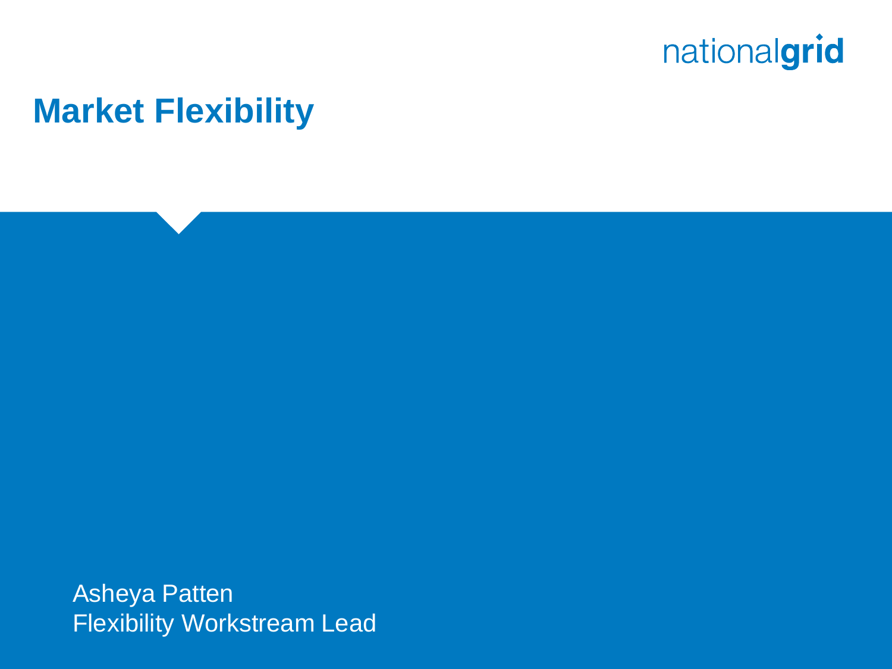nationalgrid

# Market Flexibility

Asheya Patten
Flexibility Workstream Lead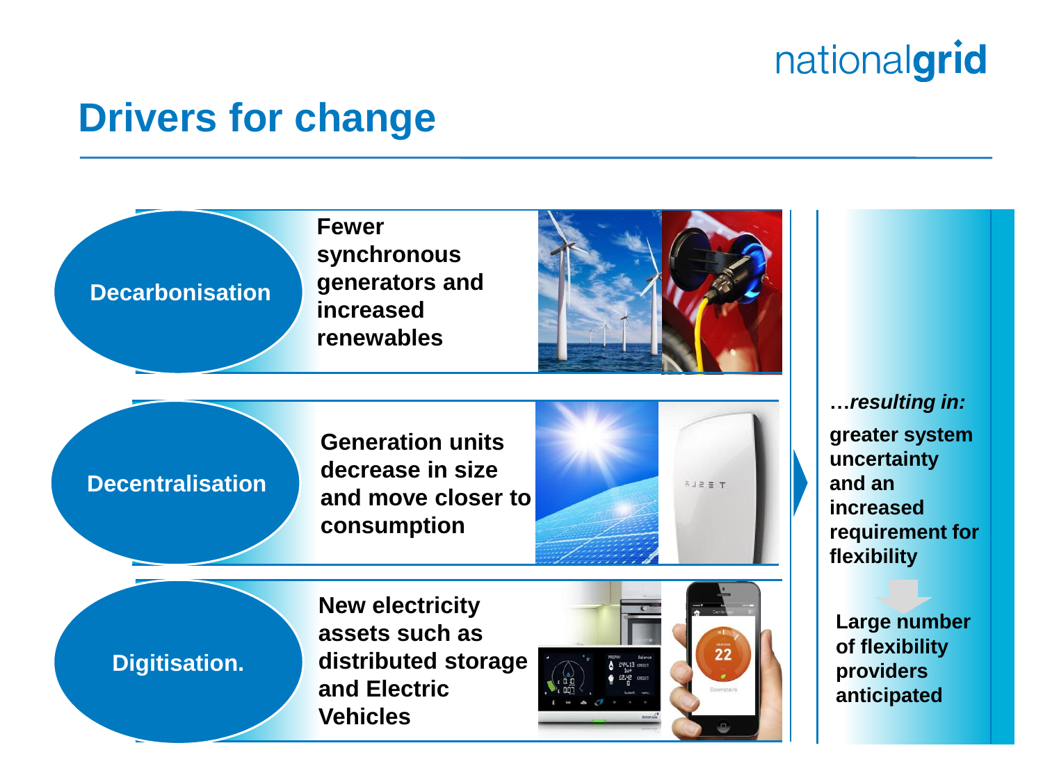# Drivers for change

**Decarbonisation**

**Fewer synchronous generators and increased renewables**

**Decentralisation**

**Generation units decrease in size and move closer to consumption**

**Digitisation.**

**New electricity assets such as distributed storage and Electric Vehicles**

***…resulting in:***

**greater system uncertainty and an increased requirement for flexibility**

**Large number of flexibility providers anticipated**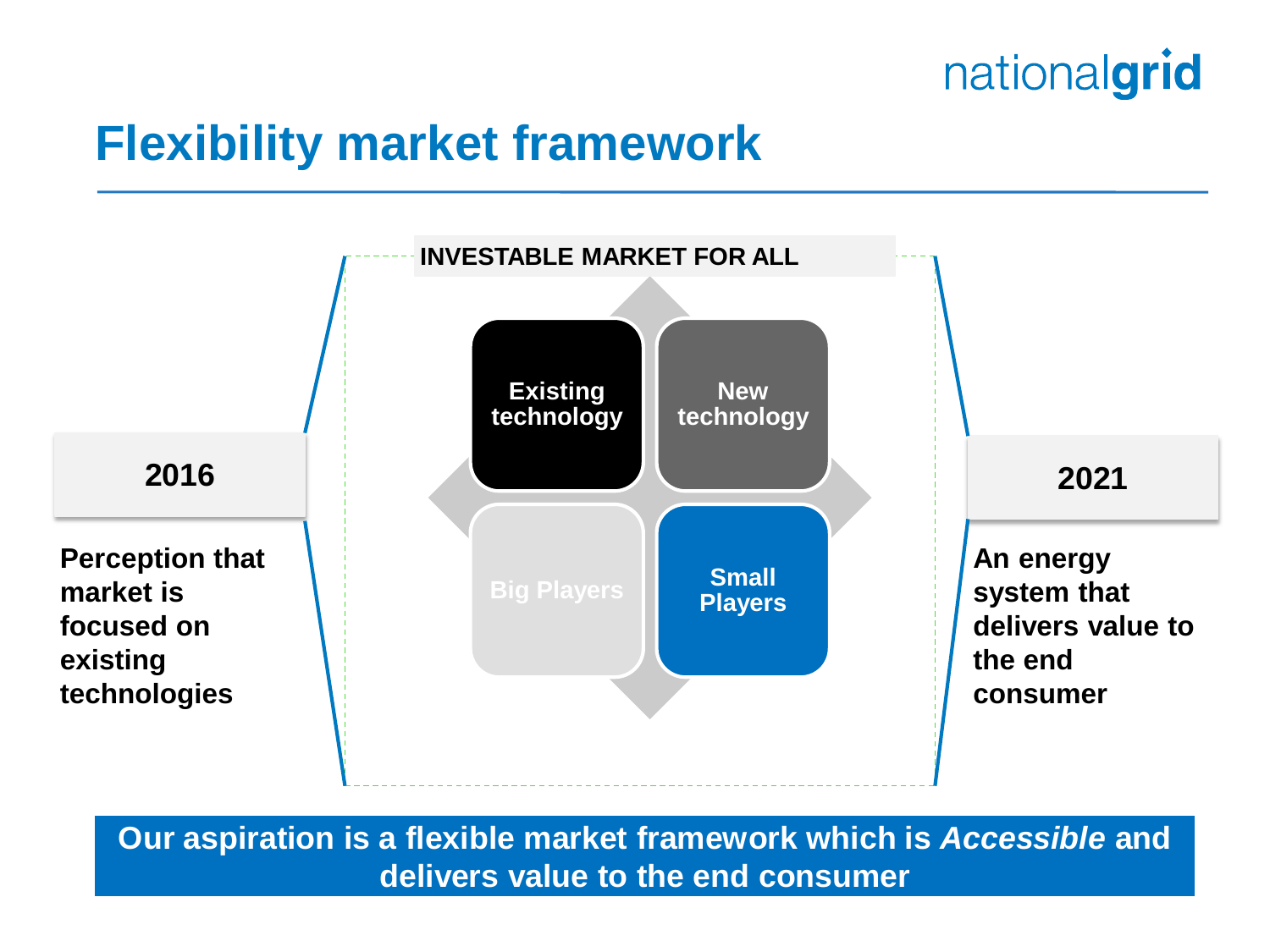# Flexibility market framework

INVESTABLE MARKET FOR ALL

Existing technology

New technology

Big Players

Small Players

**2016**

**Perception that market is focused on existing technologies**

**2021**

**An energy system that delivers value to the end consumer**

**Our aspiration is a flexible market framework which is *Accessible* and delivers value to the end consumer**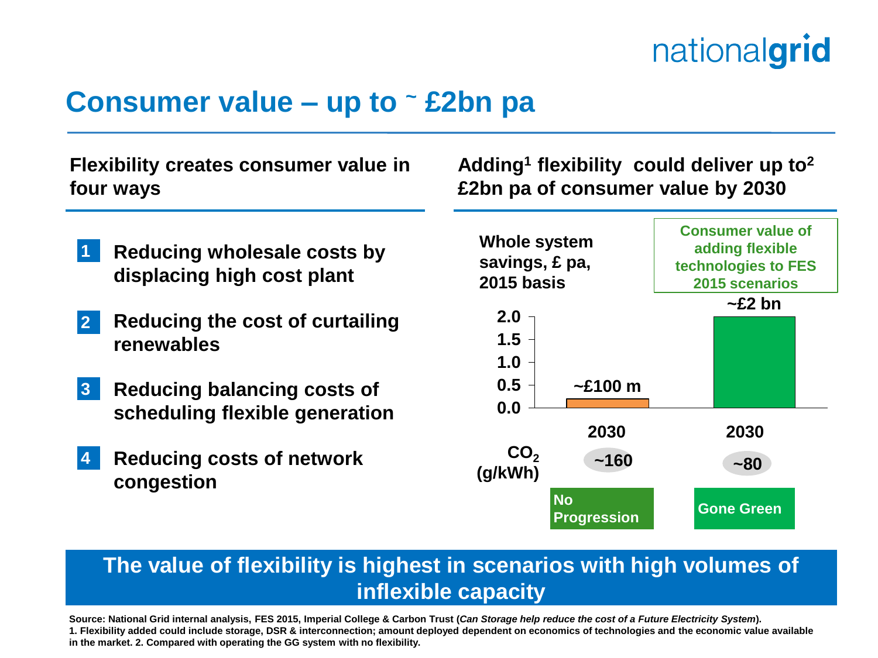# Consumer value – up to ~ £2bn pa

## Flexibility creates consumer value in four ways

1. Reducing wholesale costs by displacing high cost plant
2. Reducing the cost of curtailing renewables
3. Reducing balancing costs of scheduling flexible generation
4. Reducing costs of network congestion

## Adding[1] flexibility could deliver up to[2] £2bn pa of consumer value by 2030

Whole system savings, £ pa, 2015 basis

Consumer value of adding flexible technologies to FES 2015 scenarios

| | No Progression | Gone Green |
|---|---|---|
| Year | 2030 | 2030 |
| Savings | ~£100 m | ~£2 bn |
| $CO_2$ (g/kWh) | ~160 | ~80 |

**The value of flexibility is highest in scenarios with high volumes of inflexible capacity**

Source: National Grid internal analysis, FES 2015, Imperial College & Carbon Trust (*Can Storage help reduce the cost of a Future Electricity System*).
1. Flexibility added could include storage, DSR & interconnection; amount deployed dependent on economics of technologies and the economic value available in the market. 2. Compared with operating the GG system with no flexibility.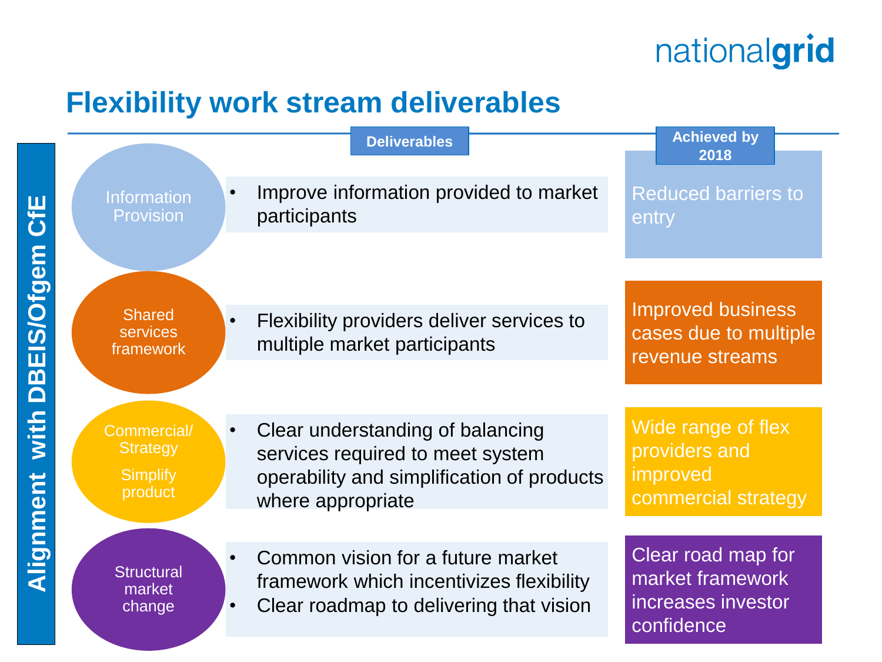# Flexibility work stream deliverables

Alignment with DBEIS/Ofgem CfE

| | Deliverables | Achieved by 2018 |
|---|---|---|
| Information Provision | • Improve information provided to market participants | Reduced barriers to entry |
| Shared services framework | • Flexibility providers deliver services to multiple market participants | Improved business cases due to multiple revenue streams |
| Commercial/ Strategy<br>Simplify product | • Clear understanding of balancing services required to meet system operability and simplification of products where appropriate | Wide range of flex providers and improved commercial strategy |
| Structural market change | • Common vision for a future market framework which incentivizes flexibility<br>• Clear roadmap to delivering that vision | Clear road map for market framework increases investor confidence |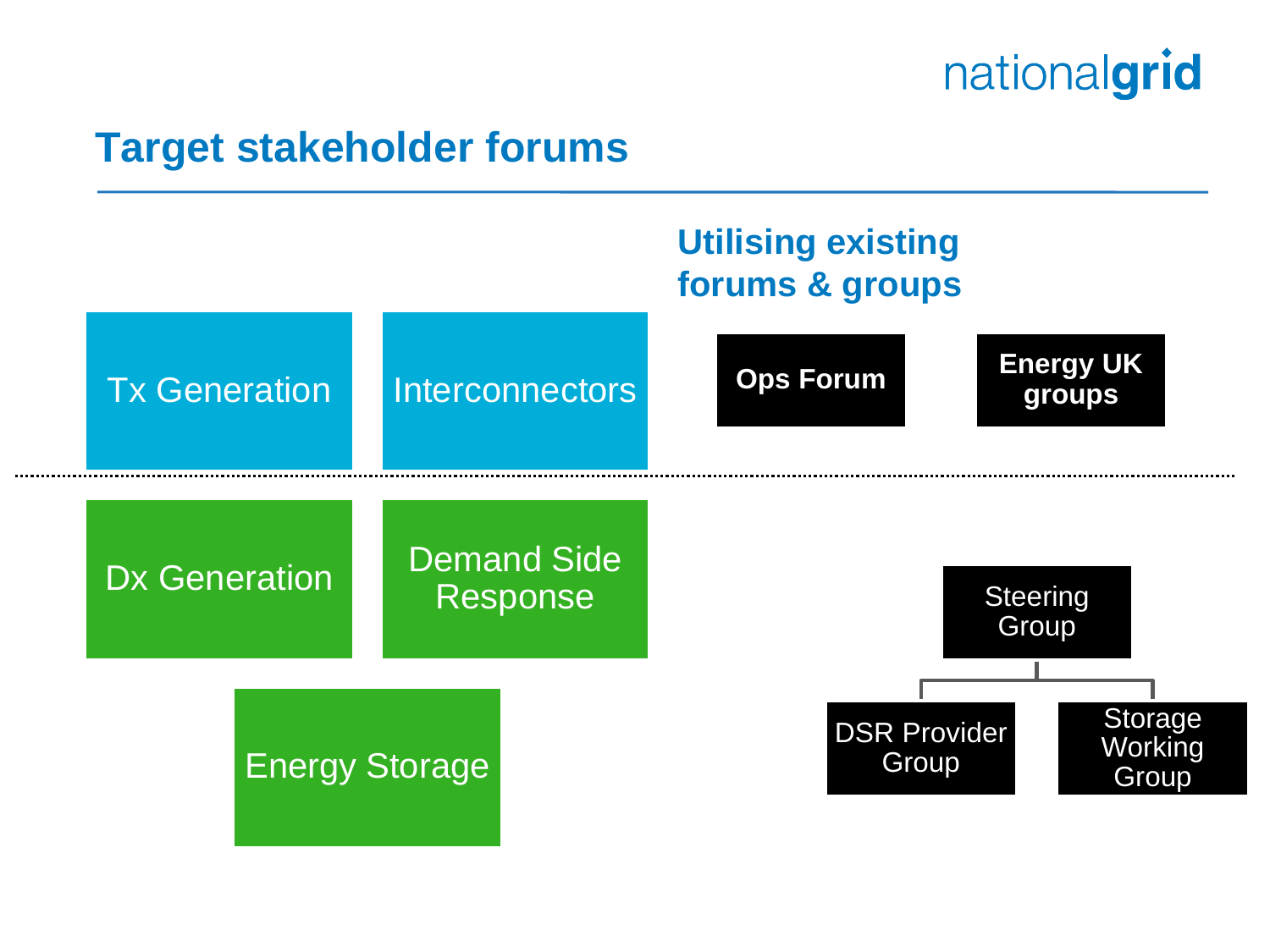# Target stakeholder forums

Tx Generation

Interconnectors

Dx Generation

Demand Side Response

Energy Storage

## Utilising existing forums & groups

**Ops Forum**

**Energy UK groups**

Steering Group

DSR Provider Group

Storage Working Group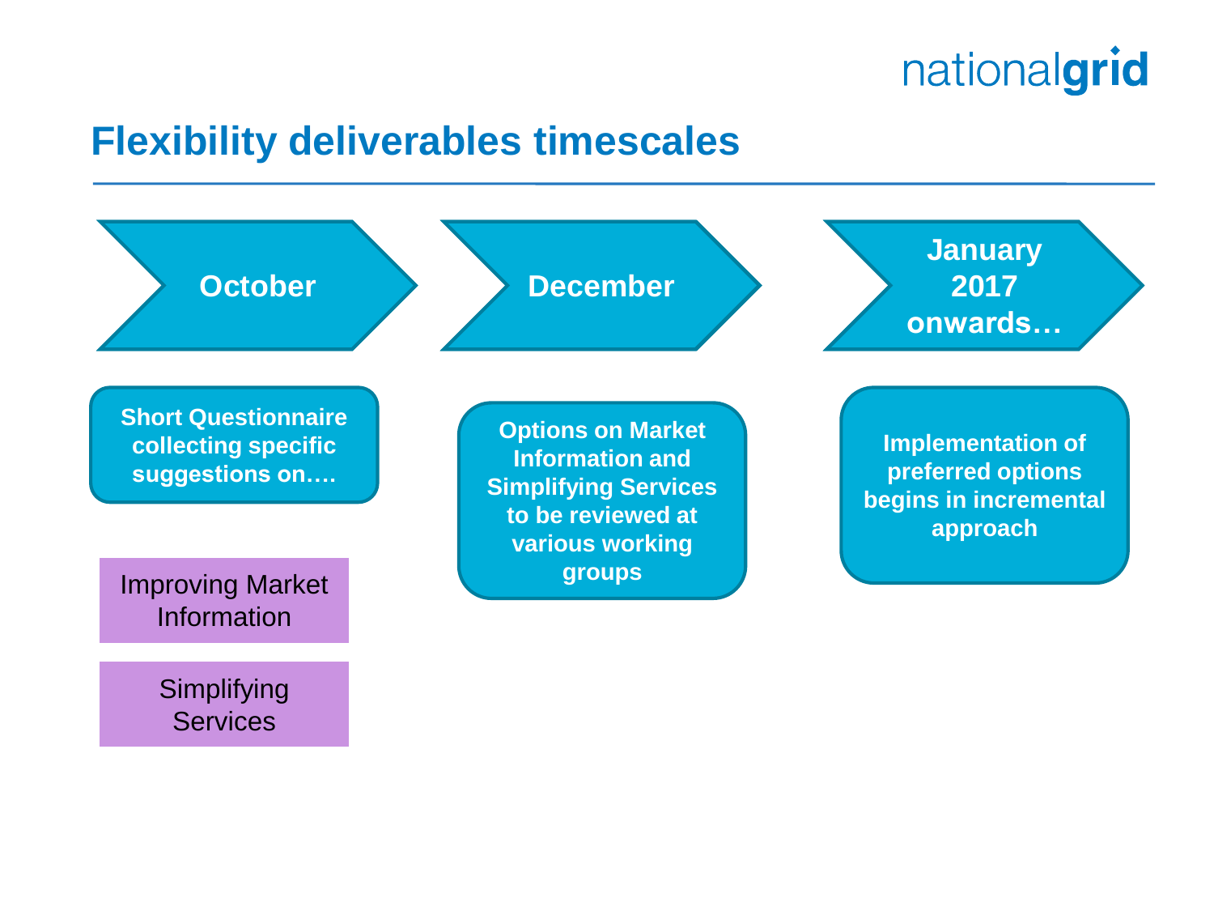# Flexibility deliverables timescales

**October**

**Short Questionnaire collecting specific suggestions on….**

- Improving Market Information
- Simplifying Services

**December**

**Options on Market Information and Simplifying Services to be reviewed at various working groups**

**January 2017 onwards…**

**Implementation of preferred options begins in incremental approach**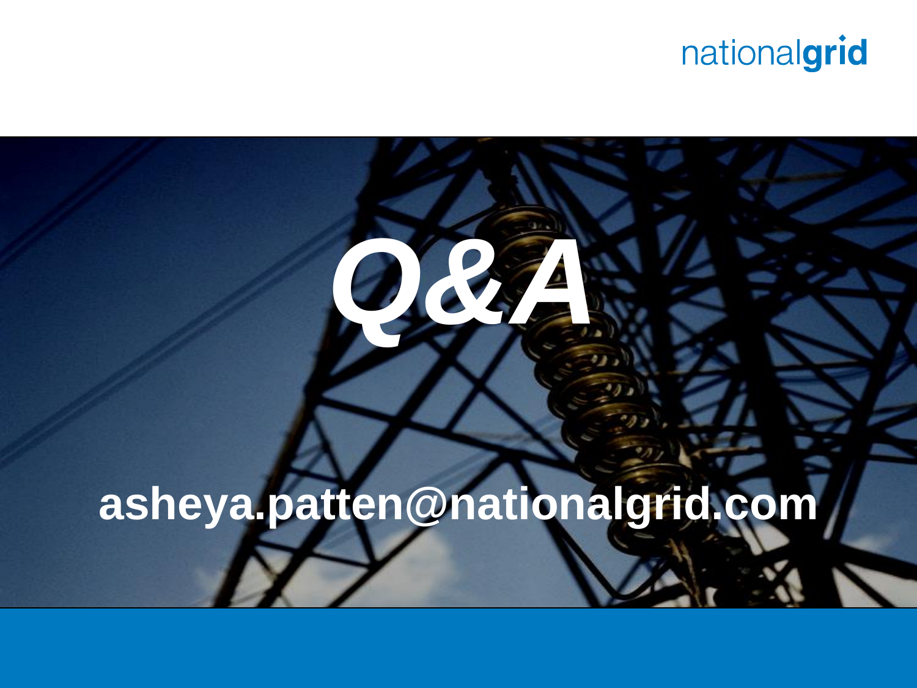# Q&A

**asheya.patten@nationalgrid.com**